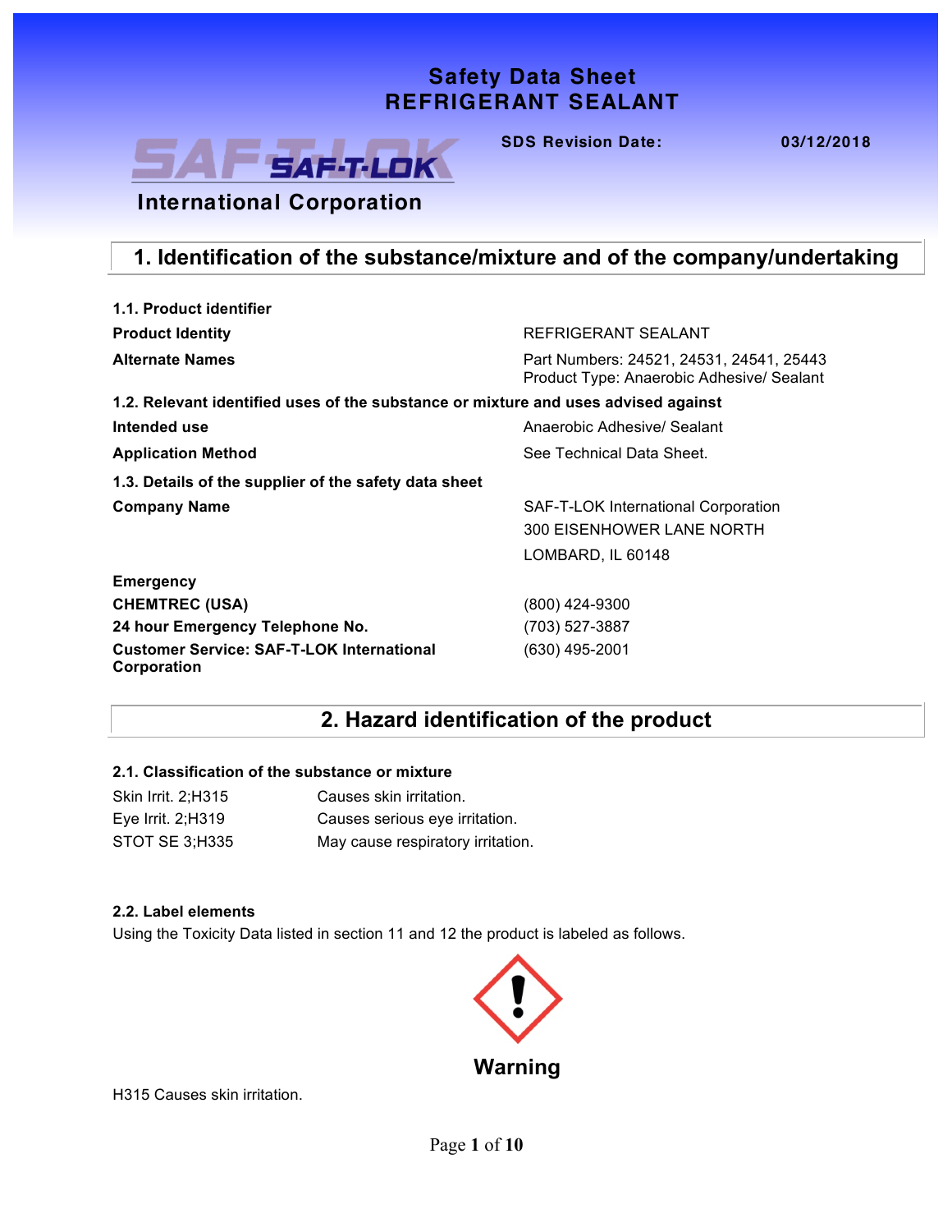# Safety Data Sheet
# REFRIGERANT SEALANT

**SDS Revision Date:** 03/12/2018

SAF-T-LOK International Corporation

## 1. Identification of the substance/mixture and of the company/undertaking

### 1.1. Product identifier

| | |
|---|---|
| **Product Identity** | REFRIGERANT SEALANT |
| **Alternate Names** | Part Numbers: 24521, 24531, 24541, 25443<br>Product Type: Anaerobic Adhesive/ Sealant |

### 1.2. Relevant identified uses of the substance or mixture and uses advised against

| | |
|---|---|
| **Intended use** | Anaerobic Adhesive/ Sealant |
| **Application Method** | See Technical Data Sheet. |

### 1.3. Details of the supplier of the safety data sheet

| | |
|---|---|
| **Company Name** | SAF-T-LOK International Corporation<br>300 EISENHOWER LANE NORTH<br>LOMBARD, IL 60148 |
| **Emergency** | |
| **CHEMTREC (USA)** | (800) 424-9300 |
| **24 hour Emergency Telephone No.** | (703) 527-3887 |
| **Customer Service: SAF-T-LOK International Corporation** | (630) 495-2001 |

## 2. Hazard identification of the product

### 2.1. Classification of the substance or mixture

| | |
|---|---|
| Skin Irrit. 2;H315 | Causes skin irritation. |
| Eye Irrit. 2;H319 | Causes serious eye irritation. |
| STOT SE 3;H335 | May cause respiratory irritation. |

### 2.2. Label elements

Using the Toxicity Data listed in section 11 and 12 the product is labeled as follows.

**Warning**

H315 Causes skin irritation.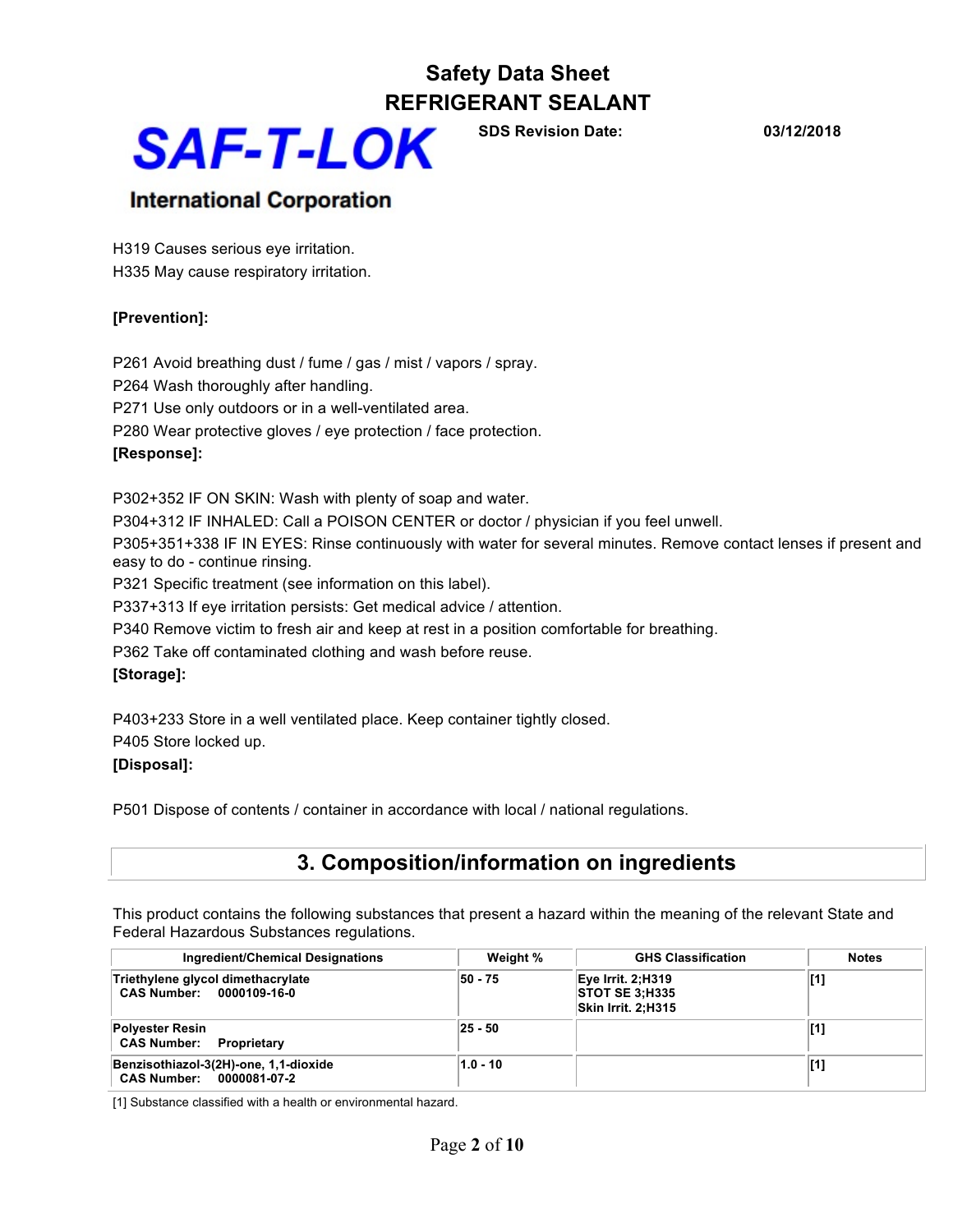H319 Causes serious eye irritation.
H335 May cause respiratory irritation.

**[Prevention]:**

P261 Avoid breathing dust / fume / gas / mist / vapors / spray.
P264 Wash thoroughly after handling.
P271 Use only outdoors or in a well-ventilated area.
P280 Wear protective gloves / eye protection / face protection.

**[Response]:**

P302+352 IF ON SKIN: Wash with plenty of soap and water.
P304+312 IF INHALED: Call a POISON CENTER or doctor / physician if you feel unwell.
P305+351+338 IF IN EYES: Rinse continuously with water for several minutes. Remove contact lenses if present and easy to do - continue rinsing.
P321 Specific treatment (see information on this label).
P337+313 If eye irritation persists: Get medical advice / attention.
P340 Remove victim to fresh air and keep at rest in a position comfortable for breathing.
P362 Take off contaminated clothing and wash before reuse.

**[Storage]:**

P403+233 Store in a well ventilated place. Keep container tightly closed.
P405 Store locked up.

**[Disposal]:**

P501 Dispose of contents / container in accordance with local / national regulations.

## 3. Composition/information on ingredients

This product contains the following substances that present a hazard within the meaning of the relevant State and Federal Hazardous Substances regulations.

| Ingredient/Chemical Designations | Weight % | GHS Classification | Notes |
|---|---|---|---|
| **Triethylene glycol dimethacrylate**<br>**CAS Number: 0000109-16-0** | 50 - 75 | Eye Irrit. 2;H319<br>STOT SE 3;H335<br>Skin Irrit. 2;H315 | [1] |
| **Polyester Resin**<br>**CAS Number: Proprietary** | 25 - 50 | | [1] |
| **Benzisothiazol-3(2H)-one, 1,1-dioxide**<br>**CAS Number: 0000081-07-2** | 1.0 - 10 | | [1] |

[1] Substance classified with a health or environmental hazard.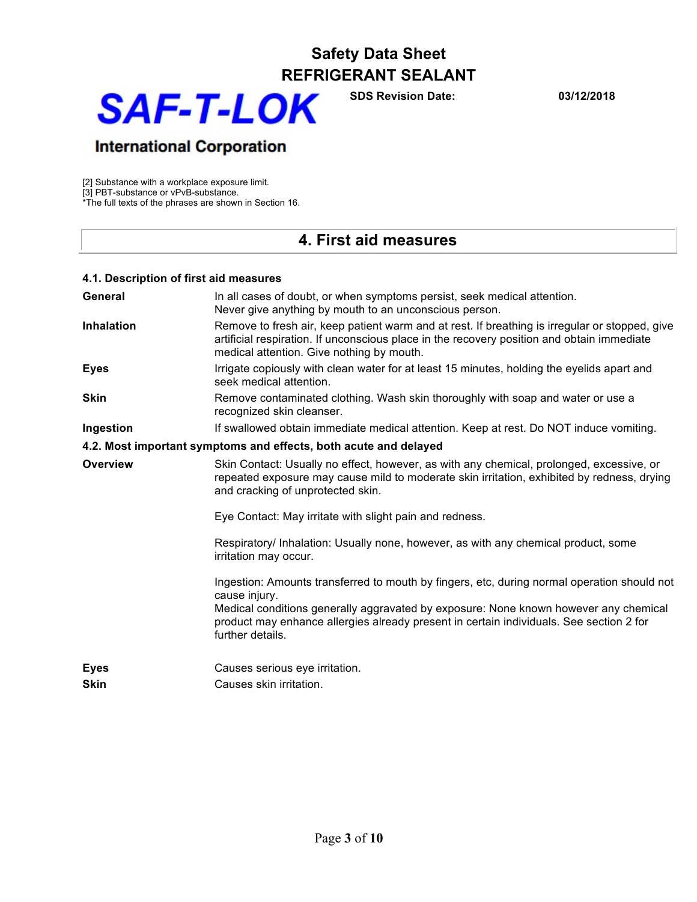[2] Substance with a workplace exposure limit.
[3] PBT-substance or vPvB-substance.
*The full texts of the phrases are shown in Section 16.

## 4. First aid measures

### 4.1. Description of first aid measures

| | |
|---|---|
| **General** | In all cases of doubt, or when symptoms persist, seek medical attention. Never give anything by mouth to an unconscious person. |
| **Inhalation** | Remove to fresh air, keep patient warm and at rest. If breathing is irregular or stopped, give artificial respiration. If unconscious place in the recovery position and obtain immediate medical attention. Give nothing by mouth. |
| **Eyes** | Irrigate copiously with clean water for at least 15 minutes, holding the eyelids apart and seek medical attention. |
| **Skin** | Remove contaminated clothing. Wash skin thoroughly with soap and water or use a recognized skin cleanser. |
| **Ingestion** | If swallowed obtain immediate medical attention. Keep at rest. Do NOT induce vomiting. |

### 4.2. Most important symptoms and effects, both acute and delayed

**Overview**

Skin Contact: Usually no effect, however, as with any chemical, prolonged, excessive, or repeated exposure may cause mild to moderate skin irritation, exhibited by redness, drying and cracking of unprotected skin.

Eye Contact: May irritate with slight pain and redness.

Respiratory/ Inhalation: Usually none, however, as with any chemical product, some irritation may occur.

Ingestion: Amounts transferred to mouth by fingers, etc, during normal operation should not cause injury.
Medical conditions generally aggravated by exposure: None known however any chemical product may enhance allergies already present in certain individuals. See section 2 for further details.

| | |
|---|---|
| **Eyes** | Causes serious eye irritation. |
| **Skin** | Causes skin irritation. |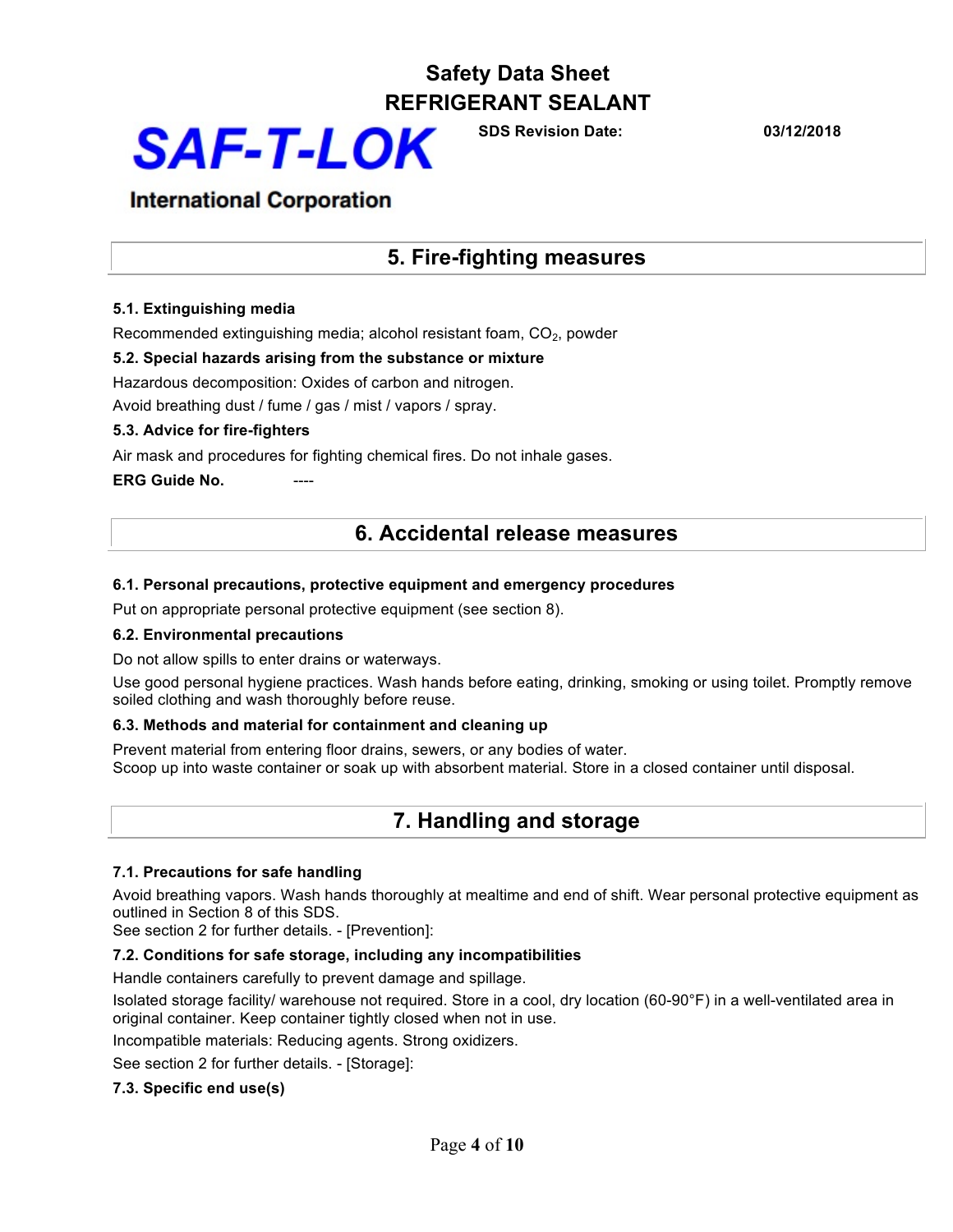## 5. Fire-fighting measures

**5.1. Extinguishing media**

Recommended extinguishing media; alcohol resistant foam, $CO_2$, powder

**5.2. Special hazards arising from the substance or mixture**

Hazardous decomposition: Oxides of carbon and nitrogen.

Avoid breathing dust / fume / gas / mist / vapors / spray.

**5.3. Advice for fire-fighters**

Air mask and procedures for fighting chemical fires. Do not inhale gases.

**ERG Guide No.** ----

## 6. Accidental release measures

**6.1. Personal precautions, protective equipment and emergency procedures**

Put on appropriate personal protective equipment (see section 8).

**6.2. Environmental precautions**

Do not allow spills to enter drains or waterways.

Use good personal hygiene practices. Wash hands before eating, drinking, smoking or using toilet. Promptly remove soiled clothing and wash thoroughly before reuse.

**6.3. Methods and material for containment and cleaning up**

Prevent material from entering floor drains, sewers, or any bodies of water.
Scoop up into waste container or soak up with absorbent material. Store in a closed container until disposal.

## 7. Handling and storage

**7.1. Precautions for safe handling**

Avoid breathing vapors. Wash hands thoroughly at mealtime and end of shift. Wear personal protective equipment as outlined in Section 8 of this SDS.
See section 2 for further details. - [Prevention]:

**7.2. Conditions for safe storage, including any incompatibilities**

Handle containers carefully to prevent damage and spillage.

Isolated storage facility/ warehouse not required. Store in a cool, dry location (60-90°F) in a well-ventilated area in original container. Keep container tightly closed when not in use.

Incompatible materials: Reducing agents. Strong oxidizers.

See section 2 for further details. - [Storage]:

**7.3. Specific end use(s)**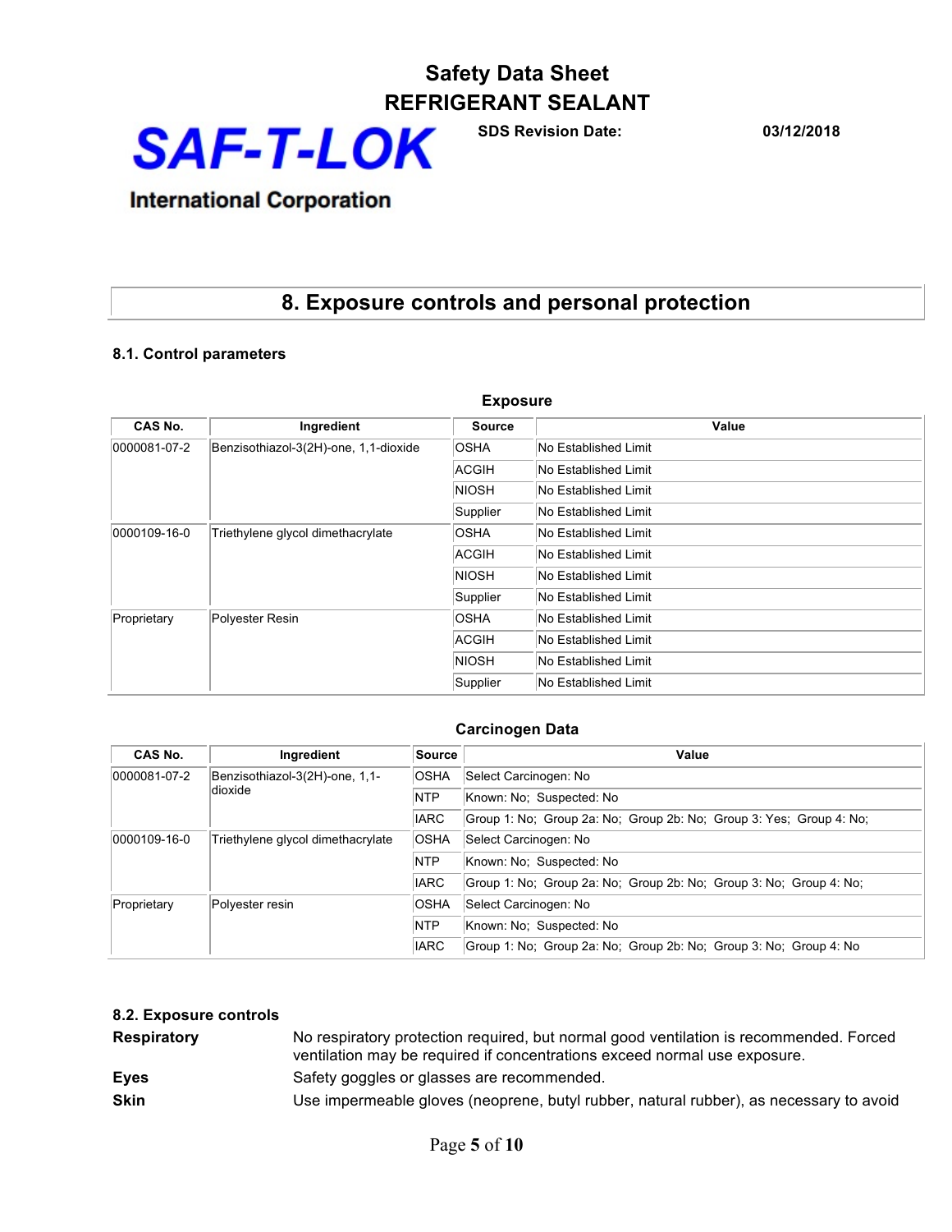# 8. Exposure controls and personal protection

## 8.1. Control parameters

**Exposure**

| CAS No. | Ingredient | Source | Value |
|---|---|---|---|
| 0000081-07-2 | Benzisothiazol-3(2H)-one, 1,1-dioxide | OSHA | No Established Limit |
| | | ACGIH | No Established Limit |
| | | NIOSH | No Established Limit |
| | | Supplier | No Established Limit |
| 0000109-16-0 | Triethylene glycol dimethacrylate | OSHA | No Established Limit |
| | | ACGIH | No Established Limit |
| | | NIOSH | No Established Limit |
| | | Supplier | No Established Limit |
| Proprietary | Polyester Resin | OSHA | No Established Limit |
| | | ACGIH | No Established Limit |
| | | NIOSH | No Established Limit |
| | | Supplier | No Established Limit |

**Carcinogen Data**

| CAS No. | Ingredient | Source | Value |
|---|---|---|---|
| 0000081-07-2 | Benzisothiazol-3(2H)-one, 1,1-dioxide | OSHA | Select Carcinogen: No |
| | | NTP | Known: No; Suspected: No |
| | | IARC | Group 1: No; Group 2a: No; Group 2b: No; Group 3: Yes; Group 4: No; |
| 0000109-16-0 | Triethylene glycol dimethacrylate | OSHA | Select Carcinogen: No |
| | | NTP | Known: No; Suspected: No |
| | | IARC | Group 1: No; Group 2a: No; Group 2b: No; Group 3: No; Group 4: No; |
| Proprietary | Polyester resin | OSHA | Select Carcinogen: No |
| | | NTP | Known: No; Suspected: No |
| | | IARC | Group 1: No; Group 2a: No; Group 2b: No; Group 3: No; Group 4: No |

## 8.2. Exposure controls

**Respiratory** No respiratory protection required, but normal good ventilation is recommended. Forced ventilation may be required if concentrations exceed normal use exposure.

**Eyes** Safety goggles or glasses are recommended.

**Skin** Use impermeable gloves (neoprene, butyl rubber, natural rubber), as necessary to avoid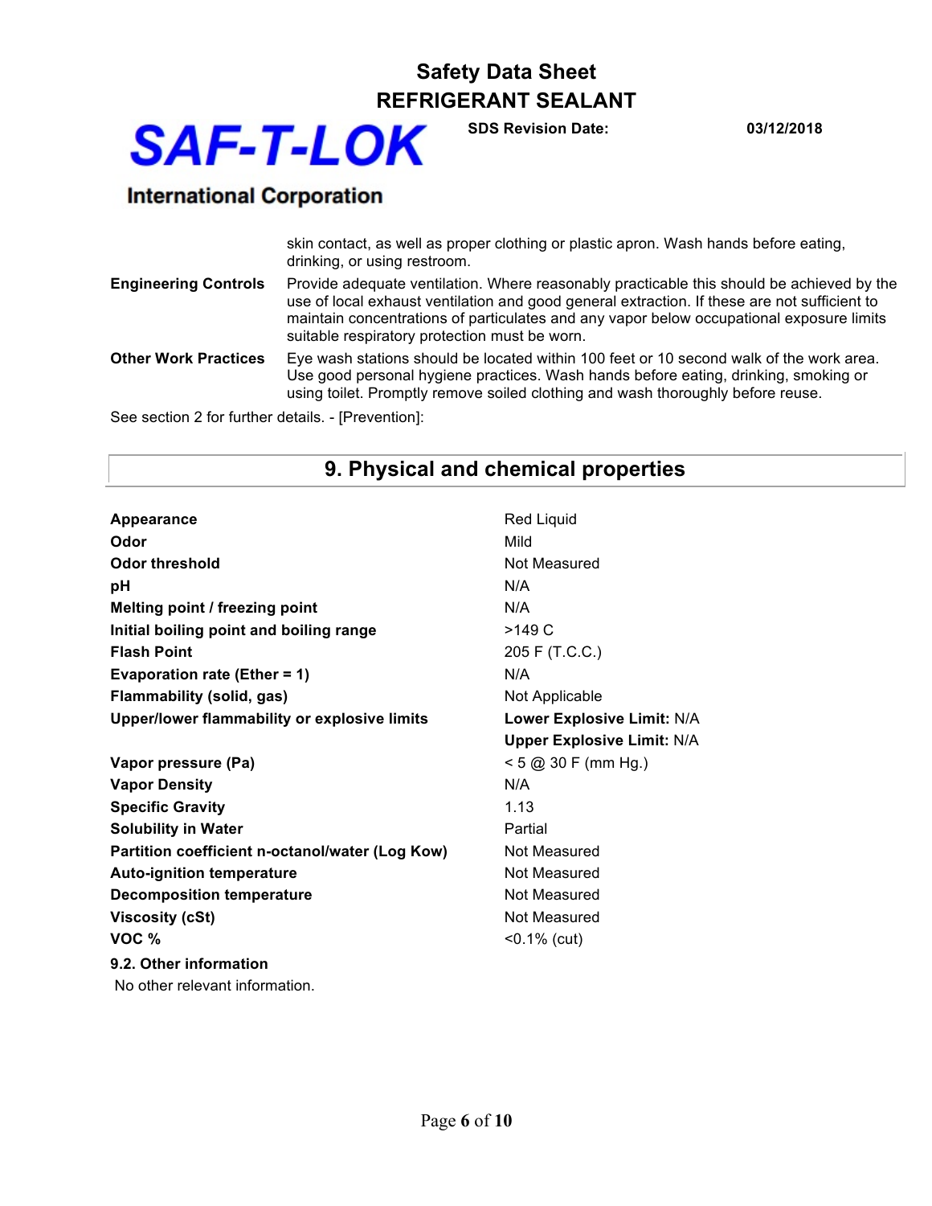| | |
|---|---|
| | skin contact, as well as proper clothing or plastic apron. Wash hands before eating, drinking, or using restroom. |
| **Engineering Controls** | Provide adequate ventilation. Where reasonably practicable this should be achieved by the use of local exhaust ventilation and good general extraction. If these are not sufficient to maintain concentrations of particulates and any vapor below occupational exposure limits suitable respiratory protection must be worn. |
| **Other Work Practices** | Eye wash stations should be located within 100 feet or 10 second walk of the work area. Use good personal hygiene practices. Wash hands before eating, drinking, smoking or using toilet. Promptly remove soiled clothing and wash thoroughly before reuse. |

See section 2 for further details. - [Prevention]:

## 9. Physical and chemical properties

| | |
|---|---|
| **Appearance** | Red Liquid |
| **Odor** | Mild |
| **Odor threshold** | Not Measured |
| **pH** | N/A |
| **Melting point / freezing point** | N/A |
| **Initial boiling point and boiling range** | >149 C |
| **Flash Point** | 205 F (T.C.C.) |
| **Evaporation rate (Ether = 1)** | N/A |
| **Flammability (solid, gas)** | Not Applicable |
| **Upper/lower flammability or explosive limits** | **Lower Explosive Limit:** N/A |
| | **Upper Explosive Limit:** N/A |
| **Vapor pressure (Pa)** | < 5 @ 30 F (mm Hg.) |
| **Vapor Density** | N/A |
| **Specific Gravity** | 1.13 |
| **Solubility in Water** | Partial |
| **Partition coefficient n-octanol/water (Log Kow)** | Not Measured |
| **Auto-ignition temperature** | Not Measured |
| **Decomposition temperature** | Not Measured |
| **Viscosity (cSt)** | Not Measured |
| **VOC %** | <0.1% (cut) |

**9.2. Other information**

No other relevant information.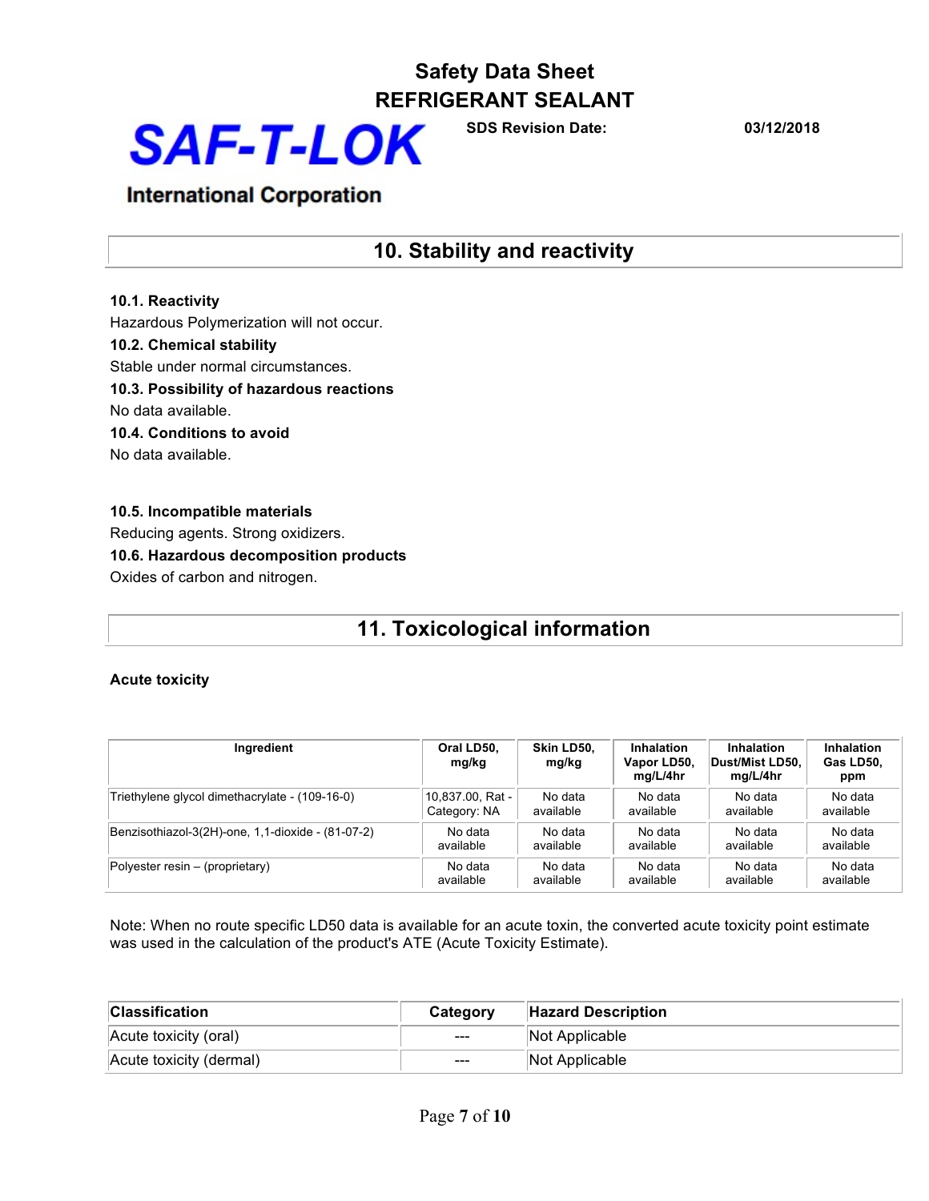## 10. Stability and reactivity

**10.1. Reactivity**

Hazardous Polymerization will not occur.

**10.2. Chemical stability**

Stable under normal circumstances.

**10.3. Possibility of hazardous reactions**

No data available.

**10.4. Conditions to avoid**

No data available.

**10.5. Incompatible materials**

Reducing agents. Strong oxidizers.

**10.6. Hazardous decomposition products**

Oxides of carbon and nitrogen.

## 11. Toxicological information

**Acute toxicity**

| Ingredient | Oral LD50, mg/kg | Skin LD50, mg/kg | Inhalation Vapor LD50, mg/L/4hr | Inhalation Dust/Mist LD50, mg/L/4hr | Inhalation Gas LD50, ppm |
|---|---|---|---|---|---|
| Triethylene glycol dimethacrylate - (109-16-0) | 10,837.00, Rat - Category: NA | No data available | No data available | No data available | No data available |
| Benzisothiazol-3(2H)-one, 1,1-dioxide - (81-07-2) | No data available | No data available | No data available | No data available | No data available |
| Polyester resin – (proprietary) | No data available | No data available | No data available | No data available | No data available |

Note: When no route specific LD50 data is available for an acute toxin, the converted acute toxicity point estimate was used in the calculation of the product's ATE (Acute Toxicity Estimate).

| Classification | Category | Hazard Description |
|---|---|---|
| Acute toxicity (oral) | --- | Not Applicable |
| Acute toxicity (dermal) | --- | Not Applicable |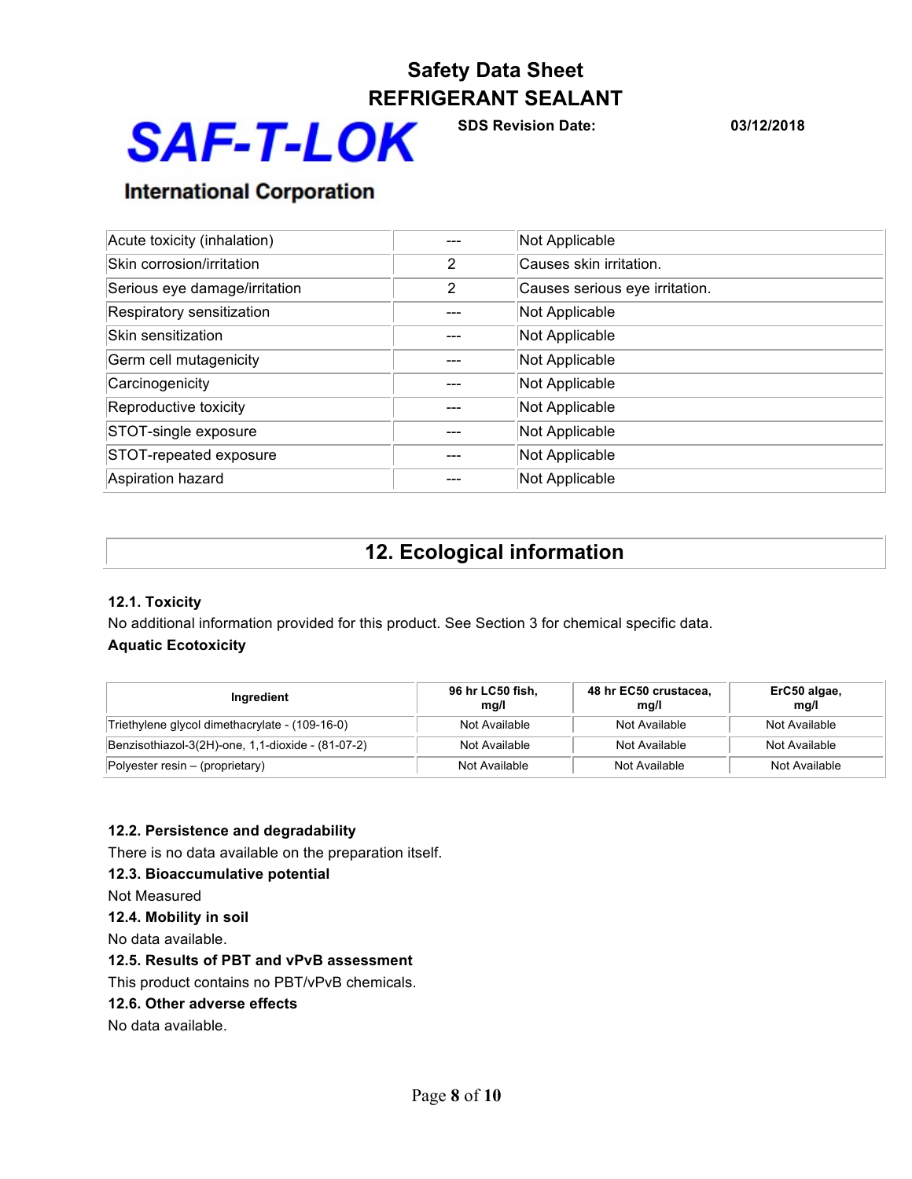| Acute toxicity (inhalation) | --- | Not Applicable |
|---|---|---|
| Skin corrosion/irritation | 2 | Causes skin irritation. |
| Serious eye damage/irritation | 2 | Causes serious eye irritation. |
| Respiratory sensitization | --- | Not Applicable |
| Skin sensitization | --- | Not Applicable |
| Germ cell mutagenicity | --- | Not Applicable |
| Carcinogenicity | --- | Not Applicable |
| Reproductive toxicity | --- | Not Applicable |
| STOT-single exposure | --- | Not Applicable |
| STOT-repeated exposure | --- | Not Applicable |
| Aspiration hazard | --- | Not Applicable |

## 12. Ecological information

**12.1. Toxicity**

No additional information provided for this product. See Section 3 for chemical specific data.

**Aquatic Ecotoxicity**

| Ingredient | 96 hr LC50 fish, mg/l | 48 hr EC50 crustacea, mg/l | ErC50 algae, mg/l |
|---|---|---|---|
| Triethylene glycol dimethacrylate - (109-16-0) | Not Available | Not Available | Not Available |
| Benzisothiazol-3(2H)-one, 1,1-dioxide - (81-07-2) | Not Available | Not Available | Not Available |
| Polyester resin – (proprietary) | Not Available | Not Available | Not Available |

**12.2. Persistence and degradability**

There is no data available on the preparation itself.

**12.3. Bioaccumulative potential**

Not Measured

**12.4. Mobility in soil**

No data available.

**12.5. Results of PBT and vPvB assessment**

This product contains no PBT/vPvB chemicals.

**12.6. Other adverse effects**

No data available.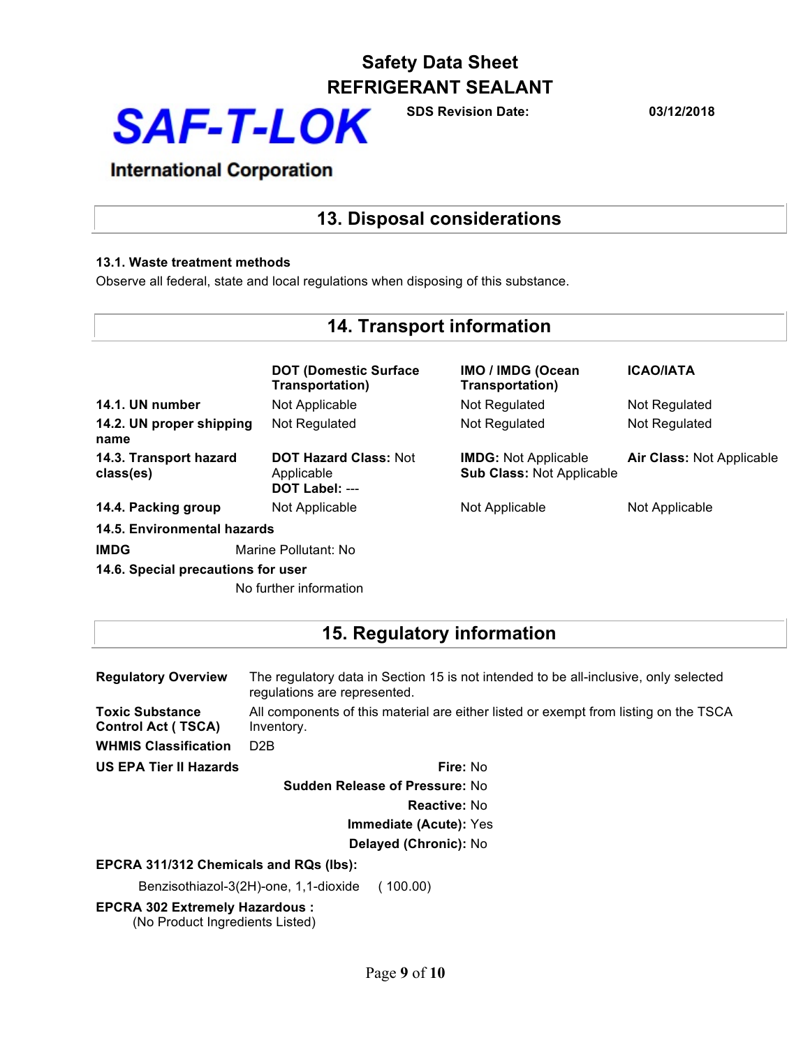# 13. Disposal considerations

### 13.1. Waste treatment methods

Observe all federal, state and local regulations when disposing of this substance.

# 14. Transport information

| | DOT (Domestic Surface Transportation) | IMO / IMDG (Ocean Transportation) | ICAO/IATA |
|---|---|---|---|
| **14.1. UN number** | Not Applicable | Not Regulated | Not Regulated |
| **14.2. UN proper shipping name** | Not Regulated | Not Regulated | Not Regulated |
| **14.3. Transport hazard class(es)** | **DOT Hazard Class:** Not Applicable<br>**DOT Label:** --- | **IMDG:** Not Applicable<br>**Sub Class:** Not Applicable | **Air Class:** Not Applicable |
| **14.4. Packing group** | Not Applicable | Not Applicable | Not Applicable |

**14.5. Environmental hazards**

**IMDG** Marine Pollutant: No

**14.6. Special precautions for user**

No further information

# 15. Regulatory information

**Regulatory Overview** The regulatory data in Section 15 is not intended to be all-inclusive, only selected regulations are represented.

**Toxic Substance Control Act ( TSCA)** All components of this material are either listed or exempt from listing on the TSCA Inventory.

**WHMIS Classification** D2B

**US EPA Tier II Hazards**

**Fire:** No

**Sudden Release of Pressure:** No

**Reactive:** No

**Immediate (Acute):** Yes

**Delayed (Chronic):** No

**EPCRA 311/312 Chemicals and RQs (lbs):**

Benzisothiazol-3(2H)-one, 1,1-dioxide ( 100.00)

**EPCRA 302 Extremely Hazardous :**

(No Product Ingredients Listed)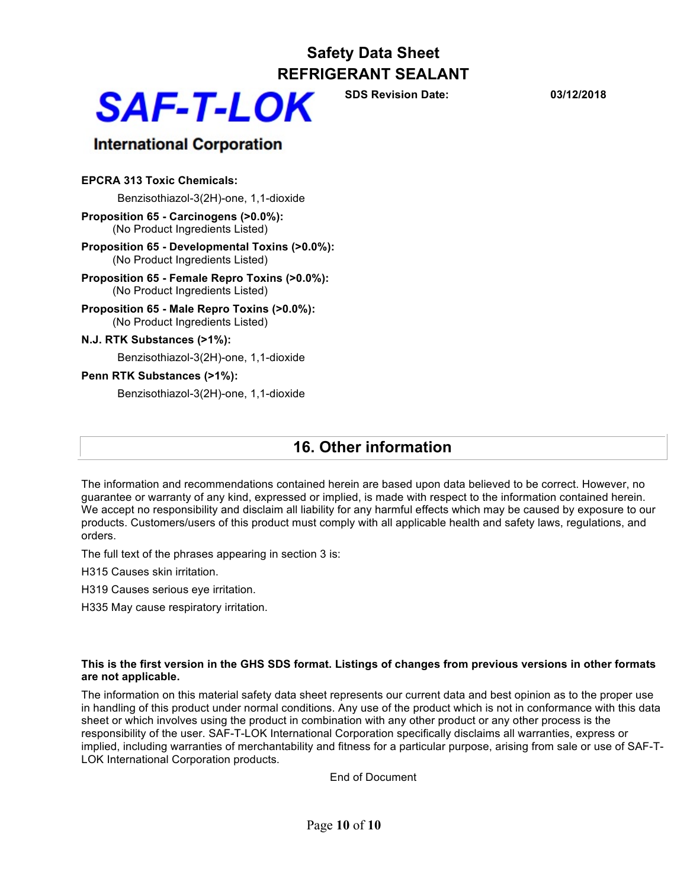**EPCRA 313 Toxic Chemicals:**

Benzisothiazol-3(2H)-one, 1,1-dioxide

**Proposition 65 - Carcinogens (>0.0%):**

(No Product Ingredients Listed)

**Proposition 65 - Developmental Toxins (>0.0%):**

(No Product Ingredients Listed)

**Proposition 65 - Female Repro Toxins (>0.0%):**

(No Product Ingredients Listed)

**Proposition 65 - Male Repro Toxins (>0.0%):**

(No Product Ingredients Listed)

**N.J. RTK Substances (>1%):**

Benzisothiazol-3(2H)-one, 1,1-dioxide

**Penn RTK Substances (>1%):**

Benzisothiazol-3(2H)-one, 1,1-dioxide

## 16. Other information

The information and recommendations contained herein are based upon data believed to be correct. However, no guarantee or warranty of any kind, expressed or implied, is made with respect to the information contained herein. We accept no responsibility and disclaim all liability for any harmful effects which may be caused by exposure to our products. Customers/users of this product must comply with all applicable health and safety laws, regulations, and orders.

The full text of the phrases appearing in section 3 is:

H315 Causes skin irritation.

H319 Causes serious eye irritation.

H335 May cause respiratory irritation.

**This is the first version in the GHS SDS format. Listings of changes from previous versions in other formats are not applicable.**

The information on this material safety data sheet represents our current data and best opinion as to the proper use in handling of this product under normal conditions. Any use of the product which is not in conformance with this data sheet or which involves using the product in combination with any other product or any other process is the responsibility of the user. SAF-T-LOK International Corporation specifically disclaims all warranties, express or implied, including warranties of merchantability and fitness for a particular purpose, arising from sale or use of SAF-T-LOK International Corporation products.

End of Document